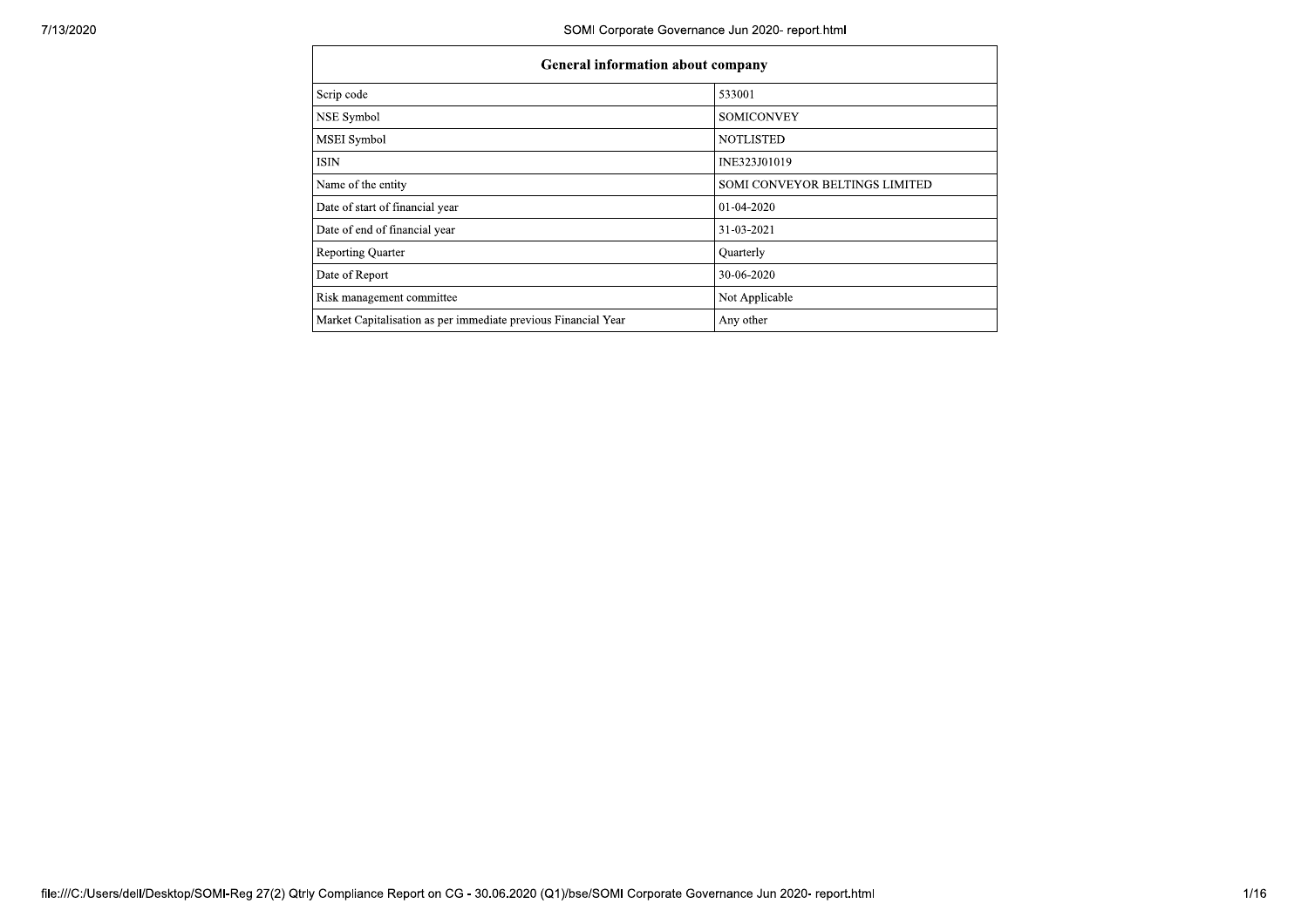| General information about company | |
|---|---|
| Scrip code | 533001 |
| NSE Symbol | SOMICONVEY |
| MSEI Symbol | NOTLISTED |
| ISIN | INE323J01019 |
| Name of the entity | SOMI CONVEYOR BELTINGS LIMITED |
| Date of start of financial year | 01-04-2020 |
| Date of end of financial year | 31-03-2021 |
| Reporting Quarter | Quarterly |
| Date of Report | 30-06-2020 |
| Risk management committee | Not Applicable |
| Market Capitalisation as per immediate previous Financial Year | Any other |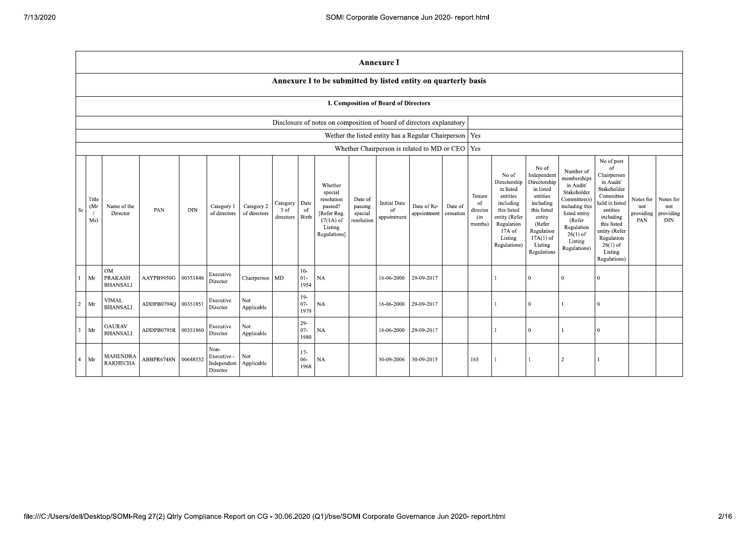# Annexure I

## Annexure I to be submitted by listed entity on quarterly basis

### I. Composition of Board of Directors

| | |
|---|---|
| Disclosure of notes on composition of board of directors explanatory | |
| Wether the listed entity has a Regular Chairperson | Yes |
| Whether Chairperson is related to MD or CEO | Yes |

| Sr | Title (Mr / Ms) | Name of the Director | PAN | DIN | Category 1 of directors | Category 2 of directors | Category 3 of directors | Date of Birth | Whether special resolution passed? [Refer Reg. 17(1A) of Listing Regulations] | Date of passing special resolution | Initial Date of appointment | Date of Re-appointment | Date of cessation | Tenure of director (in months) | No of Directorship in listed entities including this listed entity (Refer Regulation 17A of Listing Regulations) | No of Independent Directorship in listed entities including this listed entity (Refer Regulation 17A(1) of Listing Regulations | Number of memberships in Audit/ Stakeholder Committee(s) including this listed entity (Refer Regulation 26(1) of Listing Regulations) | No of post of Chairperson in Audit/ Stakeholder Committee held in listed entities including this listed entity (Refer Regulation 26(1) of Listing Regulations) | Notes for not providing PAN | Notes for not providing DIN |
|---|---|---|---|---|---|---|---|---|---|---|---|---|---|---|---|---|---|---|---|---|
| 1 | Mr | OM PRAKASH BHANSALI | AAYPB9950G | 00351846 | Executive Director | Chairperson | MD | 10-01-1954 | NA | | 16-06-2000 | 29-09-2017 | | | 1 | 0 | 0 | 0 | | |
| 2 | Mr | VIMAL BHANSALI | ADDPB0794Q | 00351851 | Executive Director | Not Applicable | | 19-07-1979 | NA | | 16-06-2000 | 29-09-2017 | | | 1 | 0 | 1 | 0 | | |
| 3 | Mr | GAURAV BHANSALI | ADDPB0795R | 00351860 | Executive Director | Not Applicable | | 29-07-1980 | NA | | 16-06-2000 | 29-09-2017 | | | 1 | 0 | 1 | 0 | | |
| 4 | Mr | MAHENDRA RAKHECHA | ABBPR6748N | 00648532 | Non-Executive - Independent Director | Not Applicable | | 17-06-1968 | NA | | 30-09-2006 | 30-09-2015 | | 165 | 1 | 1 | 2 | 1 | | |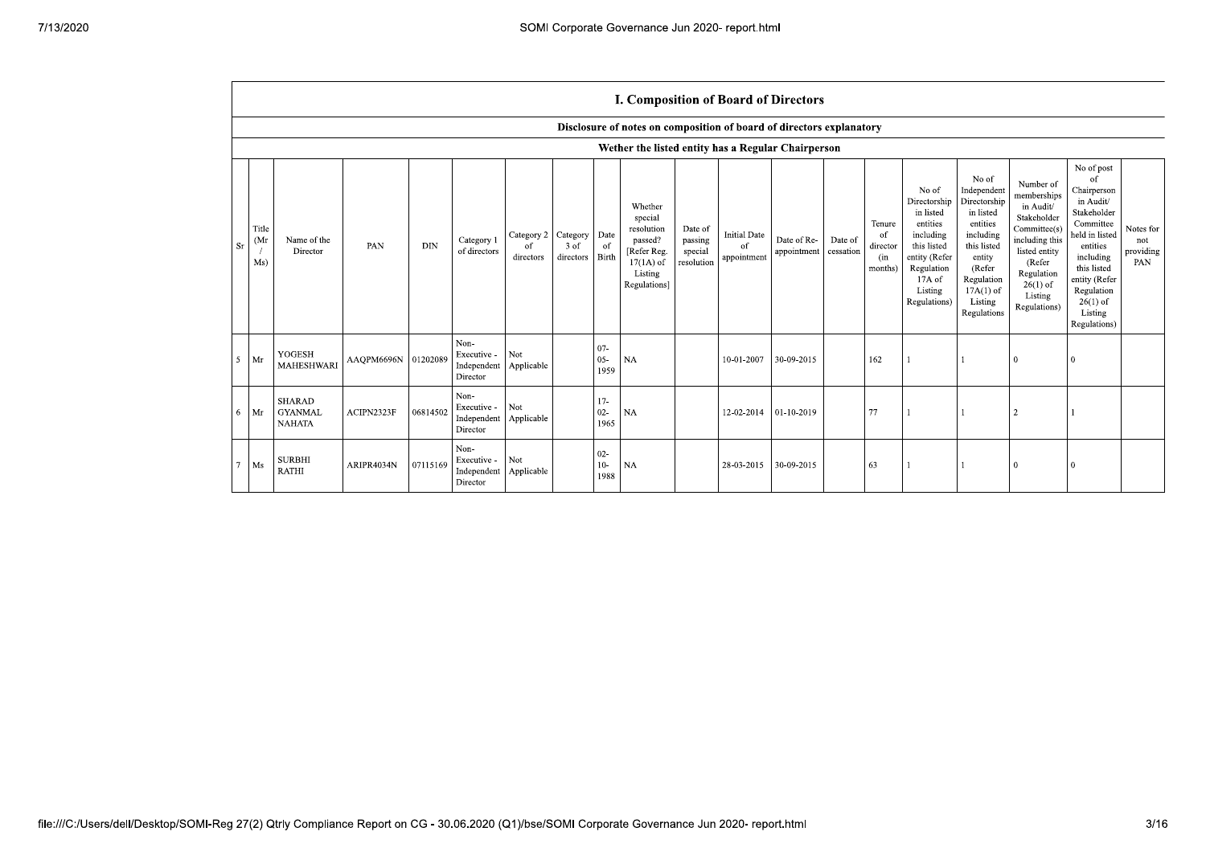# I. Composition of Board of Directors

## Disclosure of notes on composition of board of directors explanatory

### Wether the listed entity has a Regular Chairperson

| Sr | Title (Mr / Ms) | Name of the Director | PAN | DIN | Category 1 of directors | Category 2 of directors | Category 3 of directors | Date of Birth | Whether special resolution passed? [Refer Reg. 17(1A) of Listing Regulations] | Date of passing special resolution | Initial Date of appointment | Date of Re-appointment | Date of cessation | Tenure of director (in months) | No of Directorship in listed entities including this listed entity (Refer Regulation 17A of Listing Regulations) | No of Independent Directorship in listed entities including this listed entity (Refer Regulation 17A(1) of Listing Regulations | Number of memberships in Audit/ Stakeholder Committee(s) including this listed entity (Refer Regulation 26(1) of Listing Regulations) | No of post of Chairperson in Audit/ Stakeholder Committee held in listed entities including this listed entity (Refer Regulation 26(1) of Listing Regulations) | Notes for not providing PAN |
|---|---|---|---|---|---|---|---|---|---|---|---|---|---|---|---|---|---|---|---|
| 5 | Mr | YOGESH MAHESHWARI | AAQPM6696N | 01202089 | Non-Executive - Independent Director | Not Applicable | | 07-05-1959 | NA | | 10-01-2007 | 30-09-2015 | | 162 | 1 | 1 | 0 | 0 | |
| 6 | Mr | SHARAD GYANMAL NAHATA | ACIPN2323F | 06814502 | Non-Executive - Independent Director | Not Applicable | | 17-02-1965 | NA | | 12-02-2014 | 01-10-2019 | | 77 | 1 | 1 | 2 | 1 | |
| 7 | Ms | SURBHI RATHI | ARIPR4034N | 07115169 | Non-Executive - Independent Director | Not Applicable | | 02-10-1988 | NA | | 28-03-2015 | 30-09-2015 | | 63 | 1 | 1 | 0 | 0 | |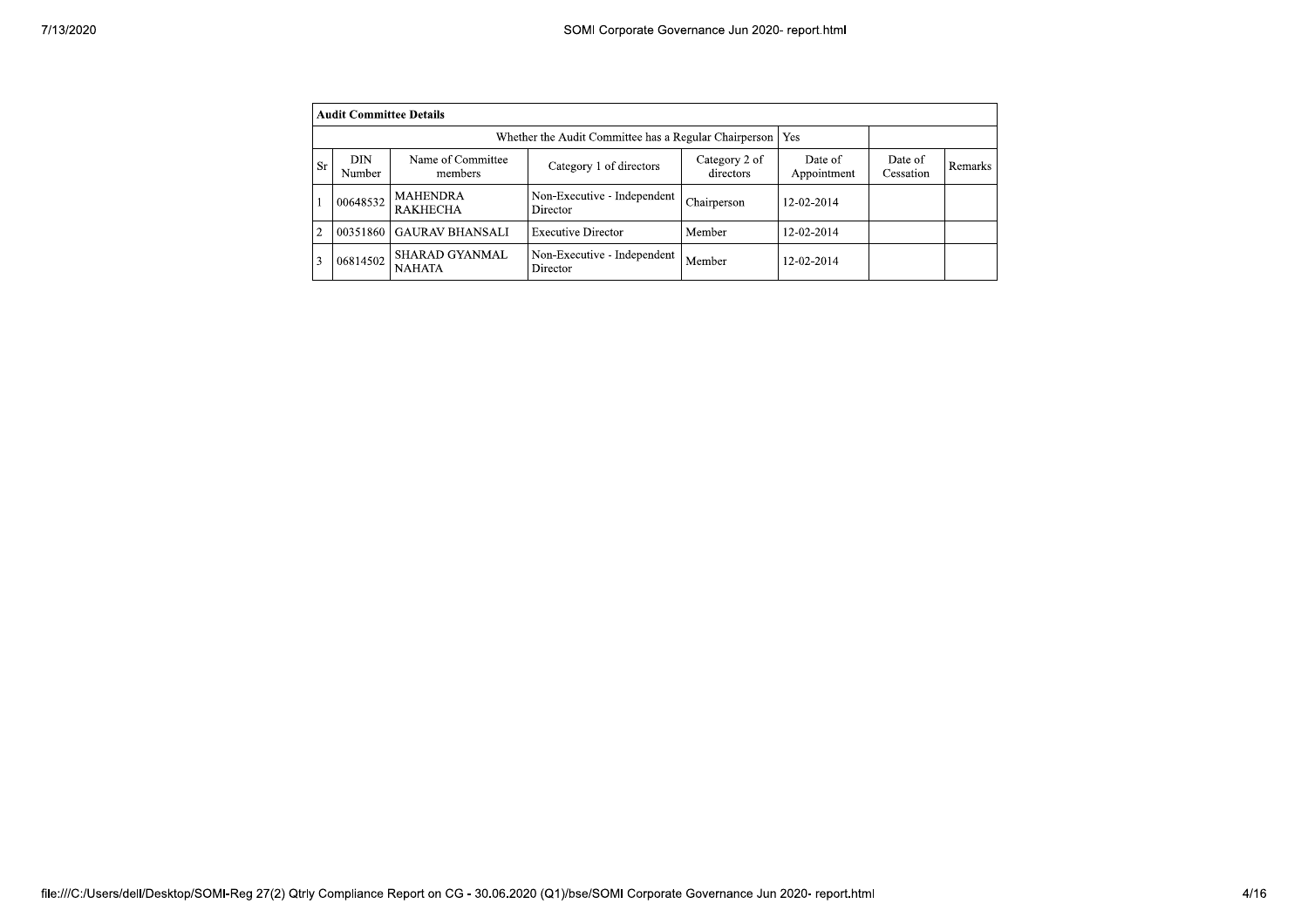| Audit Committee Details | | | | | | | |
|---|---|---|---|---|---|---|---|
| Whether the Audit Committee has a Regular Chairperson | | | | | Yes | | |
| Sr | DIN Number | Name of Committee members | Category 1 of directors | Category 2 of directors | Date of Appointment | Date of Cessation | Remarks |
| 1 | 00648532 | MAHENDRA RAKHECHA | Non-Executive - Independent Director | Chairperson | 12-02-2014 | | |
| 2 | 00351860 | GAURAV BHANSALI | Executive Director | Member | 12-02-2014 | | |
| 3 | 06814502 | SHARAD GYANMAL NAHATA | Non-Executive - Independent Director | Member | 12-02-2014 | | |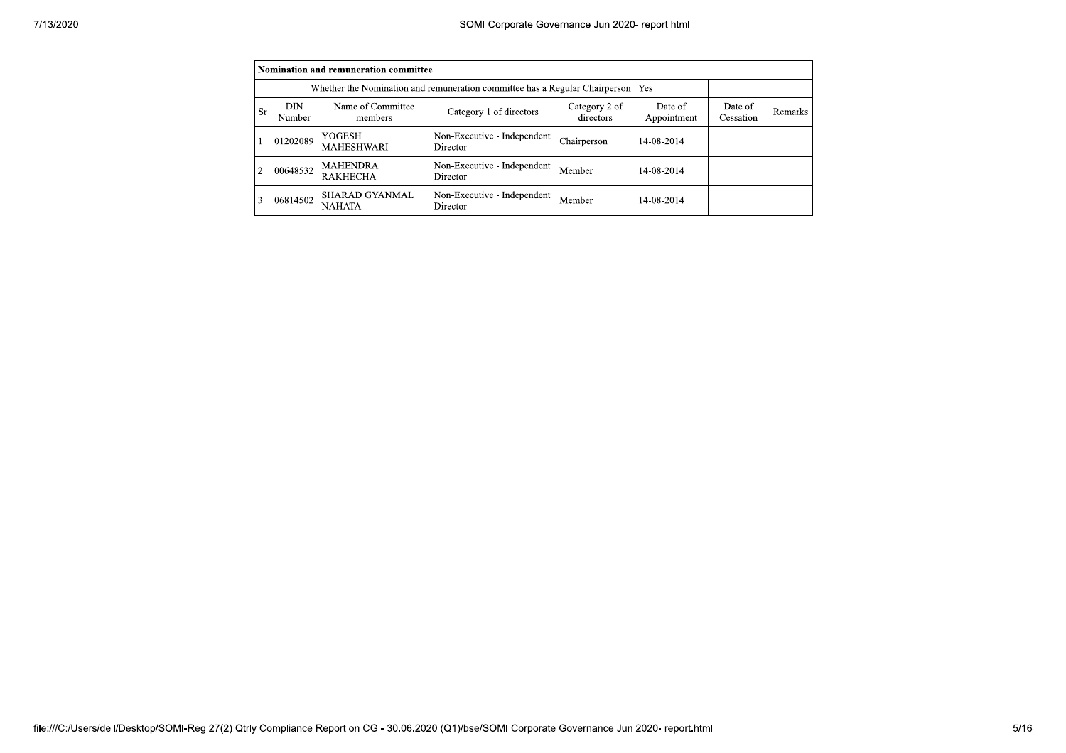| Nomination and remuneration committee | | | | | | | |
|---|---|---|---|---|---|---|---|
| Whether the Nomination and remuneration committee has a Regular Chairperson | | | | | Yes | | |
| Sr | DIN Number | Name of Committee members | Category 1 of directors | Category 2 of directors | Date of Appointment | Date of Cessation | Remarks |
| 1 | 01202089 | YOGESH MAHESHWARI | Non-Executive - Independent Director | Chairperson | 14-08-2014 | | |
| 2 | 00648532 | MAHENDRA RAKHECHA | Non-Executive - Independent Director | Member | 14-08-2014 | | |
| 3 | 06814502 | SHARAD GYANMAL NAHATA | Non-Executive - Independent Director | Member | 14-08-2014 | | |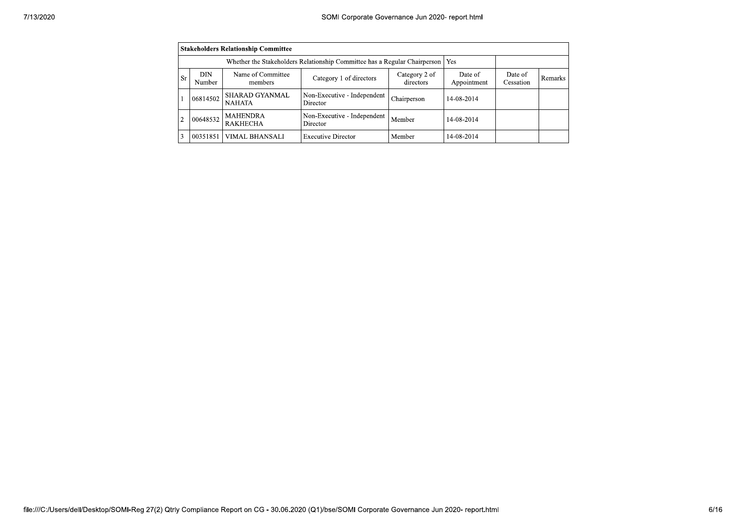| Stakeholders Relationship Committee | | | | | | | |
|---|---|---|---|---|---|---|---|
| Whether the Stakeholders Relationship Committee has a Regular Chairperson | | | | | Yes | | |
| Sr | DIN Number | Name of Committee members | Category 1 of directors | Category 2 of directors | Date of Appointment | Date of Cessation | Remarks |
| 1 | 06814502 | SHARAD GYANMAL NAHATA | Non-Executive - Independent Director | Chairperson | 14-08-2014 | | |
| 2 | 00648532 | MAHENDRA RAKHECHA | Non-Executive - Independent Director | Member | 14-08-2014 | | |
| 3 | 00351851 | VIMAL BHANSALI | Executive Director | Member | 14-08-2014 | | |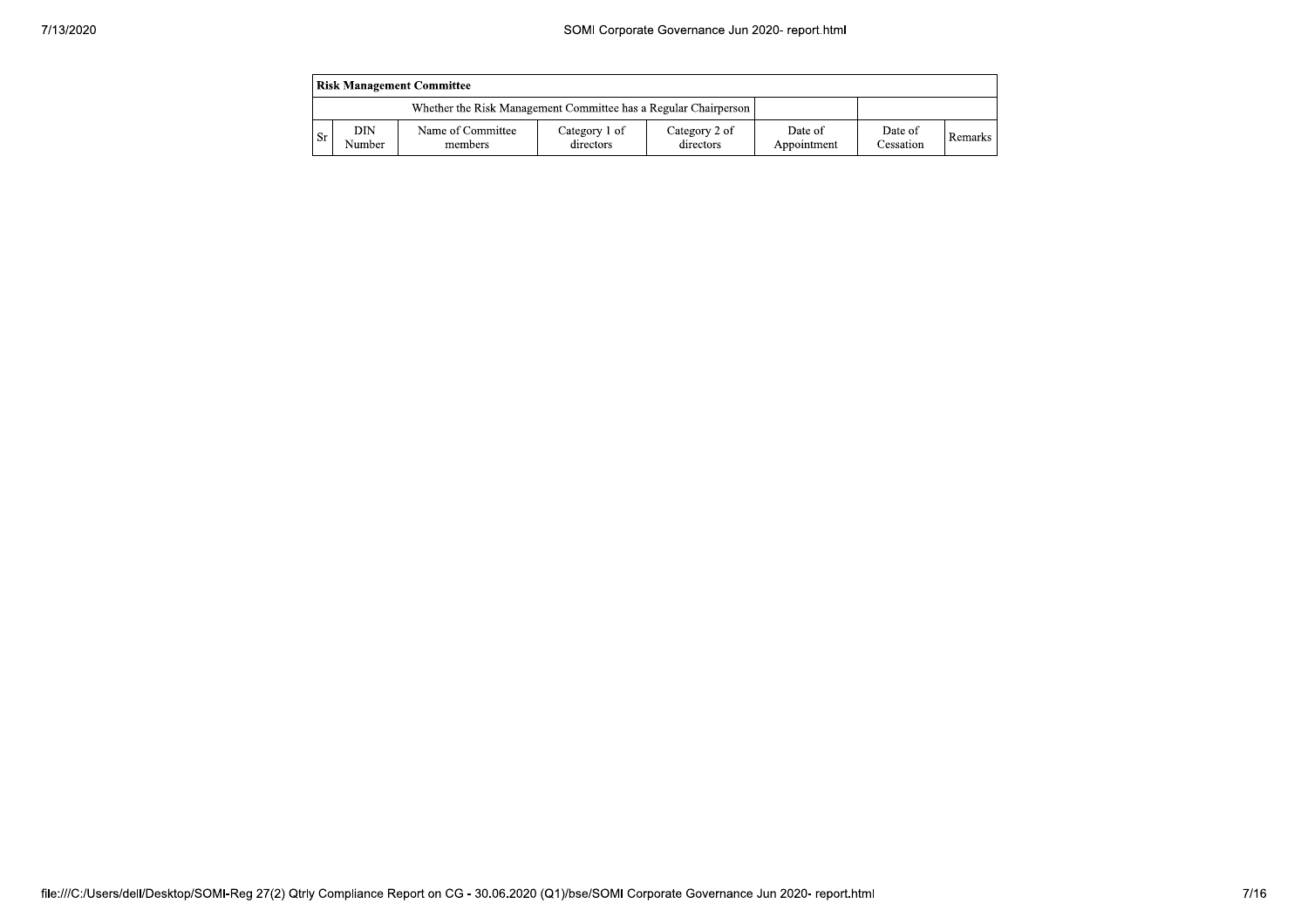| Risk Management Committee | | | | | | | |
|---|---|---|---|---|---|---|---|
| Whether the Risk Management Committee has a Regular Chairperson | | | | | | | |
| Sr | DIN Number | Name of Committee members | Category 1 of directors | Category 2 of directors | Date of Appointment | Date of Cessation | Remarks |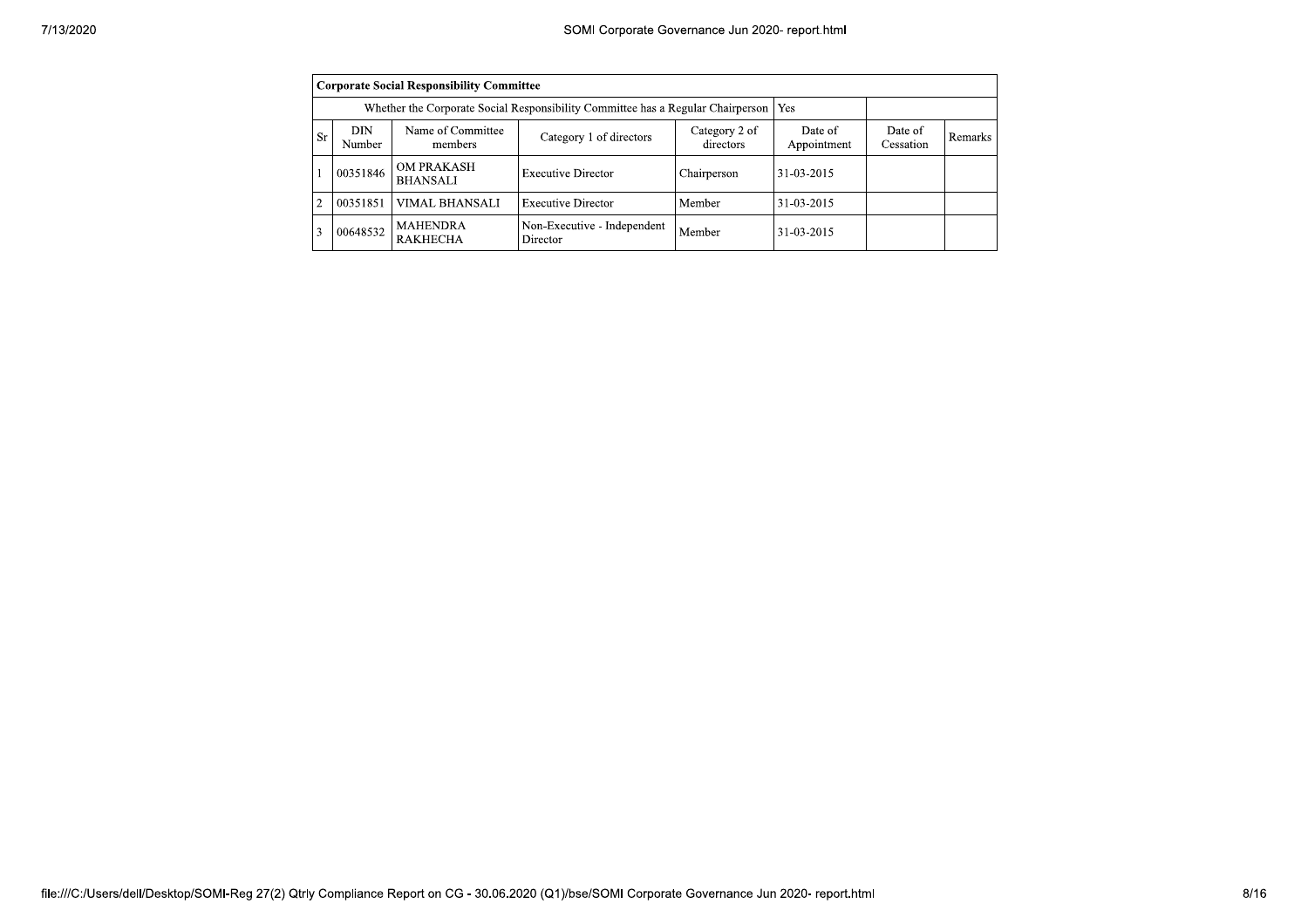| Corporate Social Responsibility Committee | | | | | | | | |
|---|---|---|---|---|---|---|---|---|
| Whether the Corporate Social Responsibility Committee has a Regular Chairperson | | | | | Yes | | | |
| Sr | DIN Number | Name of Committee members | Category 1 of directors | Category 2 of directors | Date of Appointment | Date of Cessation | Remarks |
| 1 | 00351846 | OM PRAKASH BHANSALI | Executive Director | Chairperson | 31-03-2015 | | |
| 2 | 00351851 | VIMAL BHANSALI | Executive Director | Member | 31-03-2015 | | |
| 3 | 00648532 | MAHENDRA RAKHECHA | Non-Executive - Independent Director | Member | 31-03-2015 | | |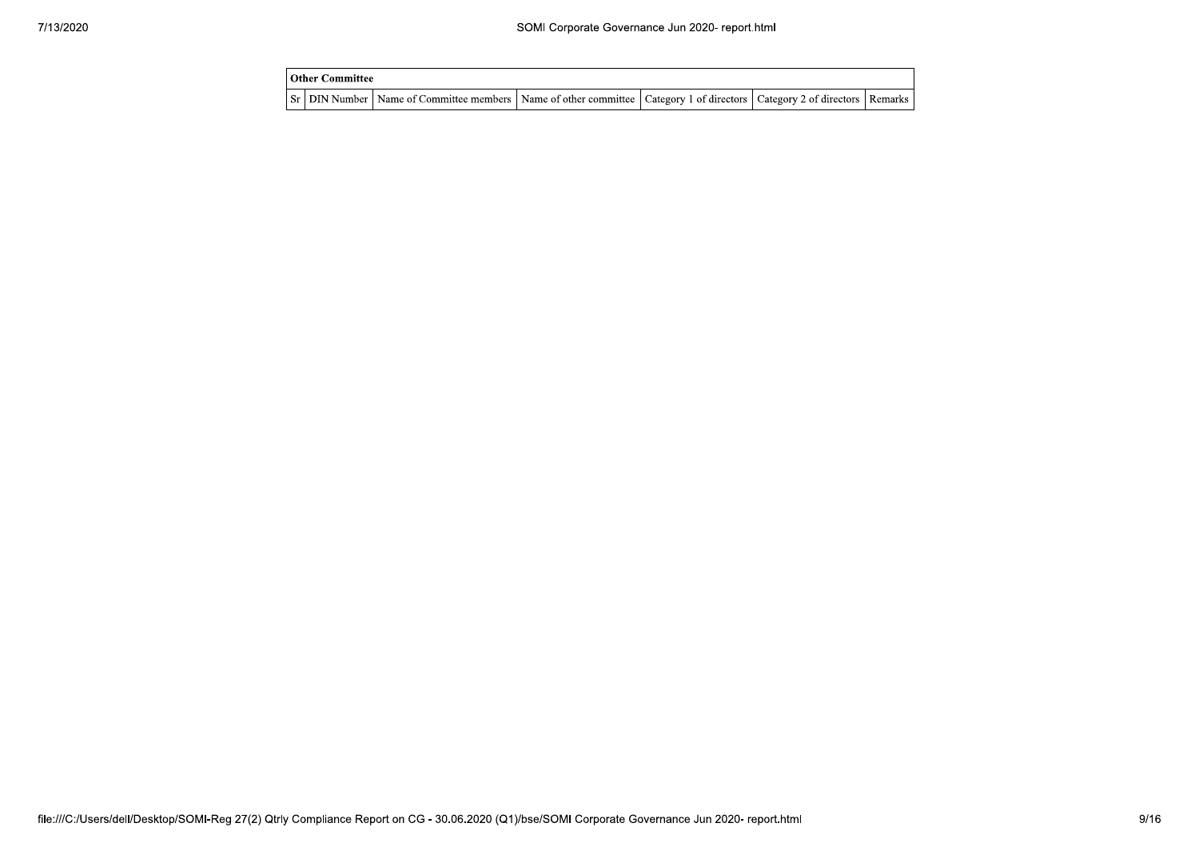| Other Committee | | | | | | |
|---|---|---|---|---|---|---|
| Sr | DIN Number | Name of Committee members | Name of other committee | Category 1 of directors | Category 2 of directors | Remarks |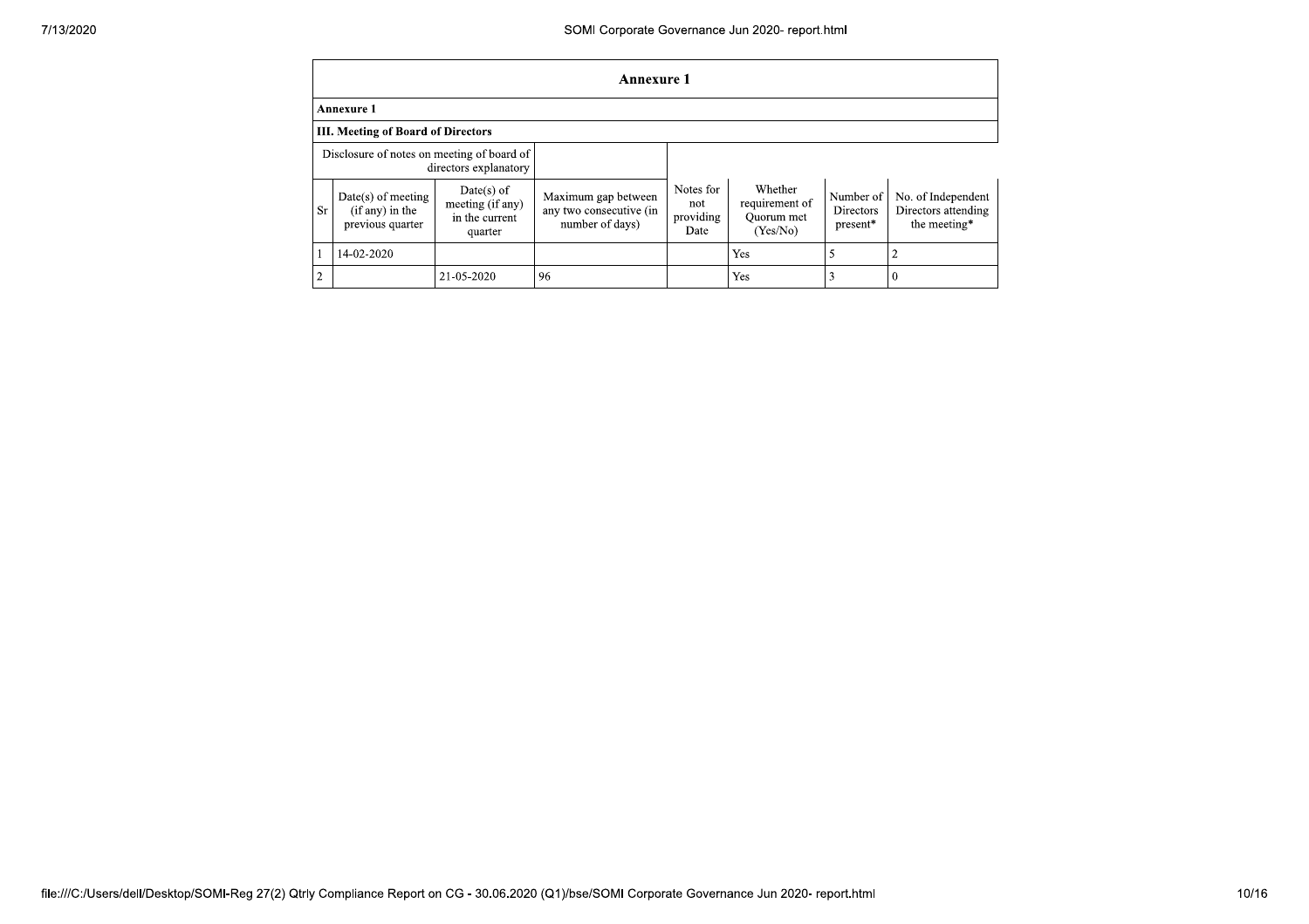## Annexure 1

**Annexure 1**

**III. Meeting of Board of Directors**

| Disclosure of notes on meeting of board of directors explanatory | | | | | | | |
|---|---|---|---|---|---|---|---|
| Sr | Date(s) of meeting (if any) in the previous quarter | Date(s) of meeting (if any) in the current quarter | Maximum gap between any two consecutive (in number of days) | Notes for not providing Date | Whether requirement of Quorum met (Yes/No) | Number of Directors present* | No. of Independent Directors attending the meeting* |
| 1 | 14-02-2020 | | | | Yes | 5 | 2 |
| 2 | | 21-05-2020 | 96 | | Yes | 3 | 0 |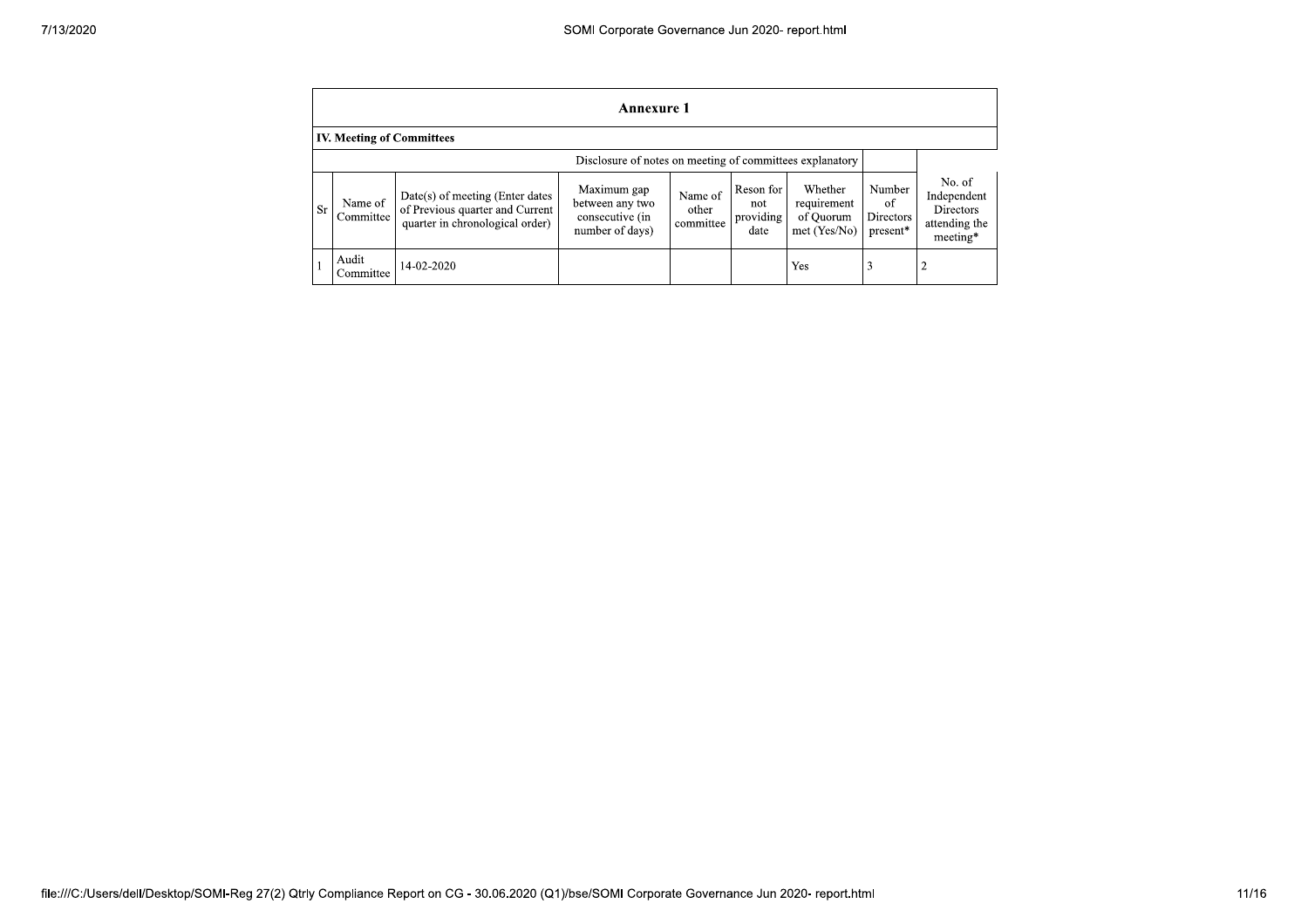| Annexure 1 | | | | | | | | |
|---|---|---|---|---|---|---|---|---|
| **IV. Meeting of Committees** | | | | | | | | |
| Disclosure of notes on meeting of committees explanatory | | | | | | | | |
| Sr | Name of Committee | Date(s) of meeting (Enter dates of Previous quarter and Current quarter in chronological order) | Maximum gap between any two consecutive (in number of days) | Name of other committee | Reson for not providing date | Whether requirement of Quorum met (Yes/No) | Number of Directors present* | No. of Independent Directors attending the meeting* |
| 1 | Audit Committee | 14-02-2020 | | | | Yes | 3 | 2 |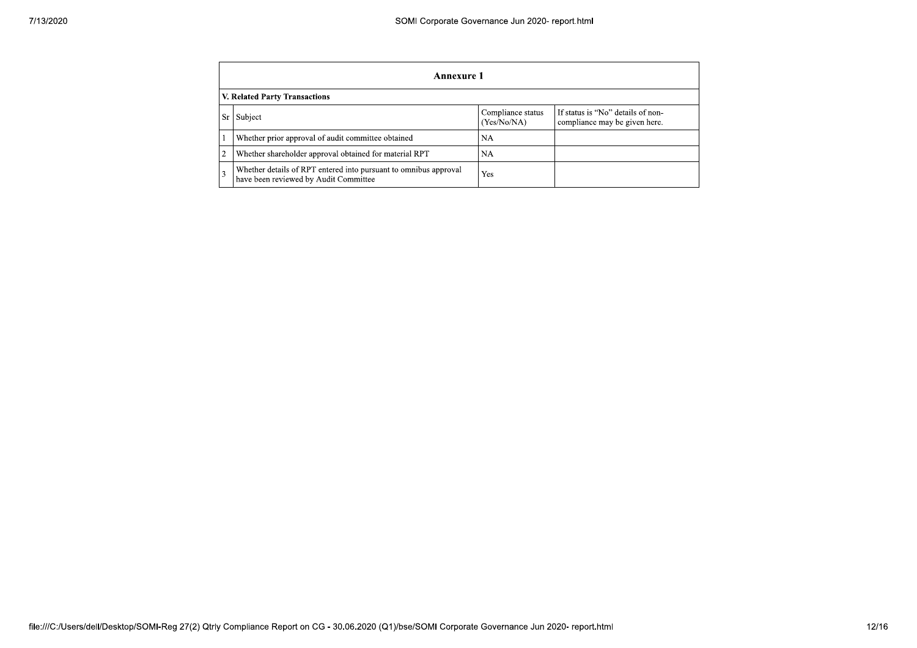| Annexure 1 | | | |
|---|---|---|---|
| **V. Related Party Transactions** | | | |
| Sr | Subject | Compliance status (Yes/No/NA) | If status is "No" details of non-compliance may be given here. |
| 1 | Whether prior approval of audit committee obtained | NA | |
| 2 | Whether shareholder approval obtained for material RPT | NA | |
| 3 | Whether details of RPT entered into pursuant to omnibus approval have been reviewed by Audit Committee | Yes | |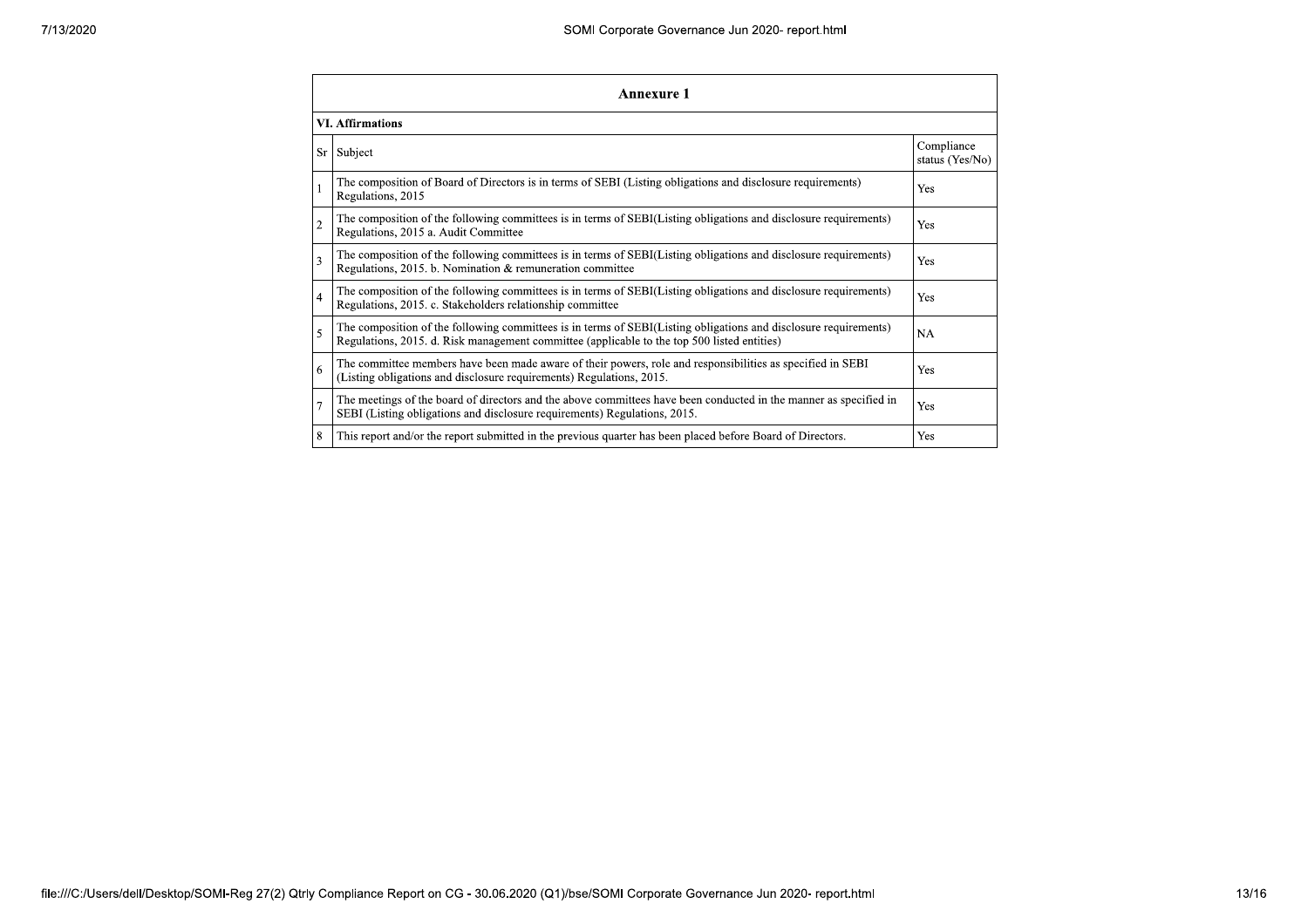## Annexure 1

### VI. Affirmations

| Sr | Subject | Compliance status (Yes/No) |
|---|---|---|
| 1 | The composition of Board of Directors is in terms of SEBI (Listing obligations and disclosure requirements) Regulations, 2015 | Yes |
| 2 | The composition of the following committees is in terms of SEBI(Listing obligations and disclosure requirements) Regulations, 2015 a. Audit Committee | Yes |
| 3 | The composition of the following committees is in terms of SEBI(Listing obligations and disclosure requirements) Regulations, 2015. b. Nomination & remuneration committee | Yes |
| 4 | The composition of the following committees is in terms of SEBI(Listing obligations and disclosure requirements) Regulations, 2015. c. Stakeholders relationship committee | Yes |
| 5 | The composition of the following committees is in terms of SEBI(Listing obligations and disclosure requirements) Regulations, 2015. d. Risk management committee (applicable to the top 500 listed entities) | NA |
| 6 | The committee members have been made aware of their powers, role and responsibilities as specified in SEBI (Listing obligations and disclosure requirements) Regulations, 2015. | Yes |
| 7 | The meetings of the board of directors and the above committees have been conducted in the manner as specified in SEBI (Listing obligations and disclosure requirements) Regulations, 2015. | Yes |
| 8 | This report and/or the report submitted in the previous quarter has been placed before Board of Directors. | Yes |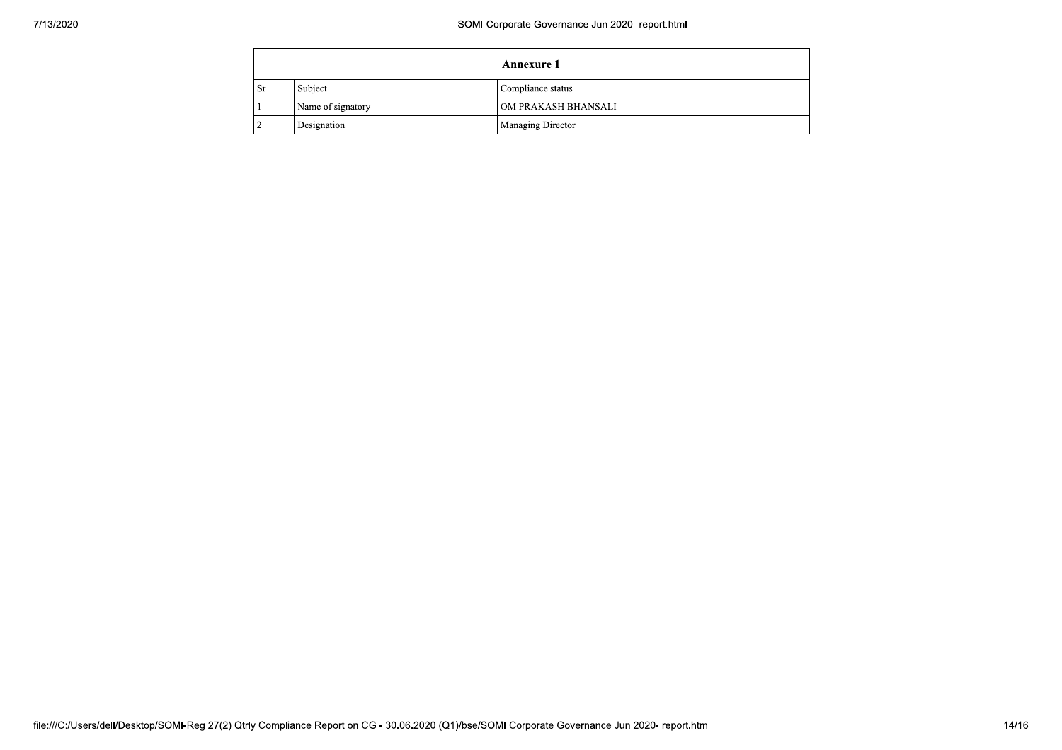| Annexure 1 | | |
|---|---|---|
| Sr | Subject | Compliance status |
| 1 | Name of signatory | OM PRAKASH BHANSALI |
| 2 | Designation | Managing Director |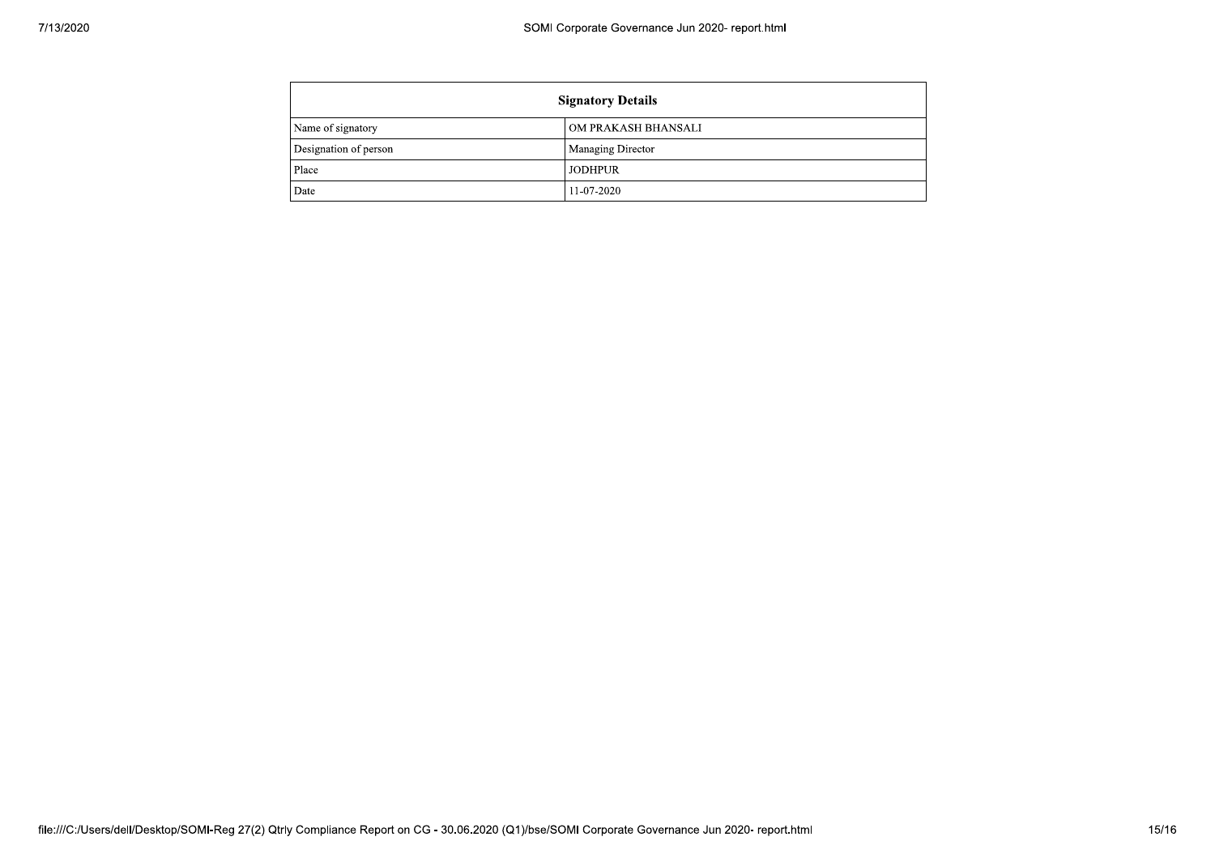| Signatory Details | |
| --- | --- |
| Name of signatory | OM PRAKASH BHANSALI |
| Designation of person | Managing Director |
| Place | JODHPUR |
| Date | 11-07-2020 |